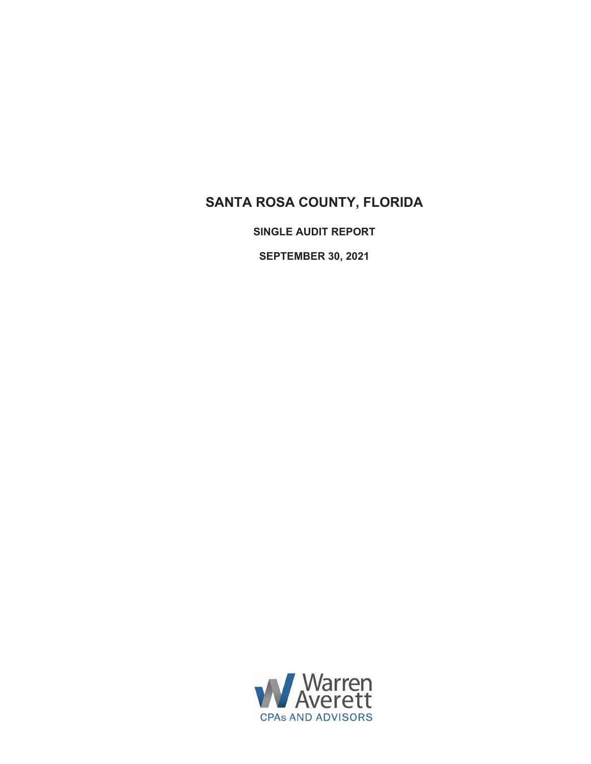# SANTA ROSA COUNTY, FLORIDA

**SINGLE AUDIT REPORT**

**SEPTEMBER 30, 2021**

Warren Averett
CPAs AND ADVISORS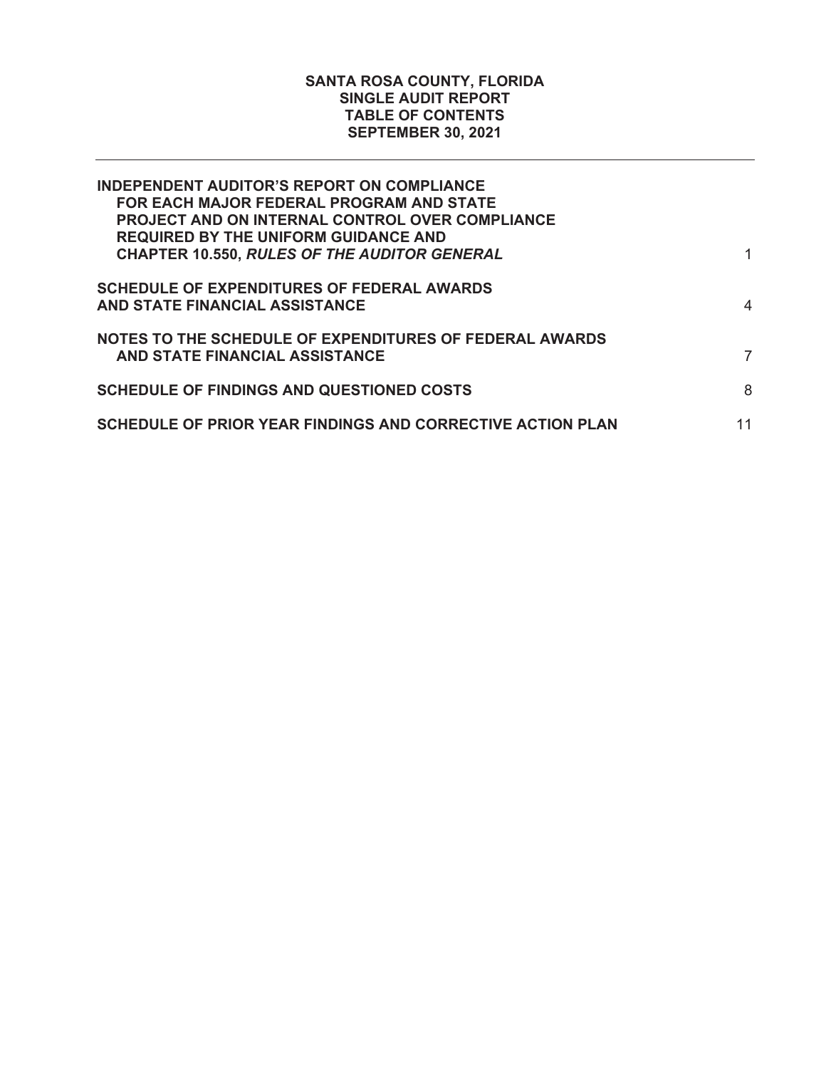# SANTA ROSA COUNTY, FLORIDA
## SINGLE AUDIT REPORT
## TABLE OF CONTENTS
## SEPTEMBER 30, 2021

| | |
|---|---|
| **INDEPENDENT AUDITOR'S REPORT ON COMPLIANCE FOR EACH MAJOR FEDERAL PROGRAM AND STATE PROJECT AND ON INTERNAL CONTROL OVER COMPLIANCE REQUIRED BY THE UNIFORM GUIDANCE AND CHAPTER 10.550, *RULES OF THE AUDITOR GENERAL*** | 1 |
| **SCHEDULE OF EXPENDITURES OF FEDERAL AWARDS AND STATE FINANCIAL ASSISTANCE** | 4 |
| **NOTES TO THE SCHEDULE OF EXPENDITURES OF FEDERAL AWARDS AND STATE FINANCIAL ASSISTANCE** | 7 |
| **SCHEDULE OF FINDINGS AND QUESTIONED COSTS** | 8 |
| **SCHEDULE OF PRIOR YEAR FINDINGS AND CORRECTIVE ACTION PLAN** | 11 |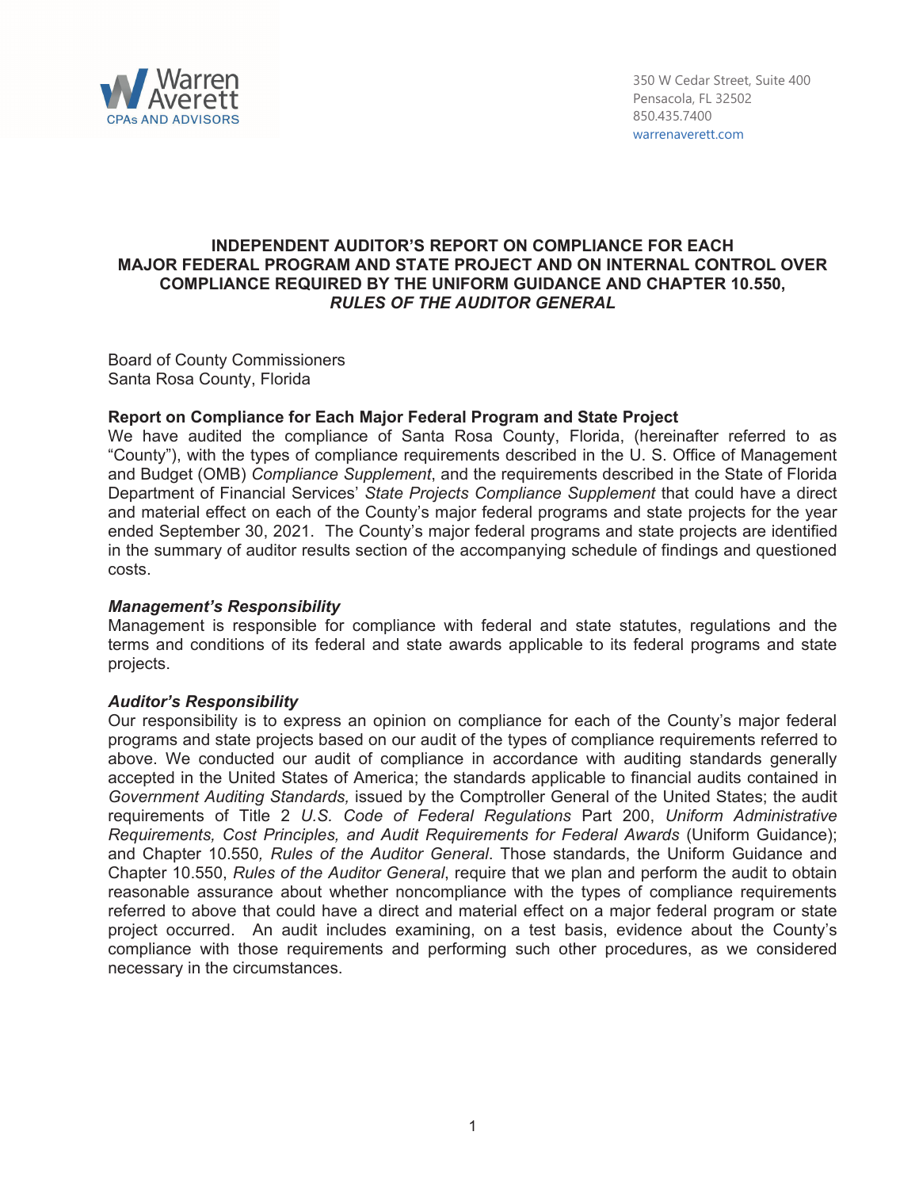Warren Averett
CPAs AND ADVISORS

350 W Cedar Street, Suite 400
Pensacola, FL 32502
850.435.7400
warrenaverett.com

# INDEPENDENT AUDITOR'S REPORT ON COMPLIANCE FOR EACH MAJOR FEDERAL PROGRAM AND STATE PROJECT AND ON INTERNAL CONTROL OVER COMPLIANCE REQUIRED BY THE UNIFORM GUIDANCE AND CHAPTER 10.550, *RULES OF THE AUDITOR GENERAL*

Board of County Commissioners
Santa Rosa County, Florida

**Report on Compliance for Each Major Federal Program and State Project**
We have audited the compliance of Santa Rosa County, Florida, (hereinafter referred to as "County"), with the types of compliance requirements described in the U. S. Office of Management and Budget (OMB) *Compliance Supplement*, and the requirements described in the State of Florida Department of Financial Services' *State Projects Compliance Supplement* that could have a direct and material effect on each of the County's major federal programs and state projects for the year ended September 30, 2021. The County's major federal programs and state projects are identified in the summary of auditor results section of the accompanying schedule of findings and questioned costs.

***Management's Responsibility***
Management is responsible for compliance with federal and state statutes, regulations and the terms and conditions of its federal and state awards applicable to its federal programs and state projects.

***Auditor's Responsibility***
Our responsibility is to express an opinion on compliance for each of the County's major federal programs and state projects based on our audit of the types of compliance requirements referred to above. We conducted our audit of compliance in accordance with auditing standards generally accepted in the United States of America; the standards applicable to financial audits contained in *Government Auditing Standards,* issued by the Comptroller General of the United States; the audit requirements of Title 2 *U.S. Code of Federal Regulations* Part 200, *Uniform Administrative Requirements, Cost Principles, and Audit Requirements for Federal Awards* (Uniform Guidance); and Chapter 10.550*, Rules of the Auditor General*. Those standards, the Uniform Guidance and Chapter 10.550, *Rules of the Auditor General*, require that we plan and perform the audit to obtain reasonable assurance about whether noncompliance with the types of compliance requirements referred to above that could have a direct and material effect on a major federal program or state project occurred. An audit includes examining, on a test basis, evidence about the County's compliance with those requirements and performing such other procedures, as we considered necessary in the circumstances.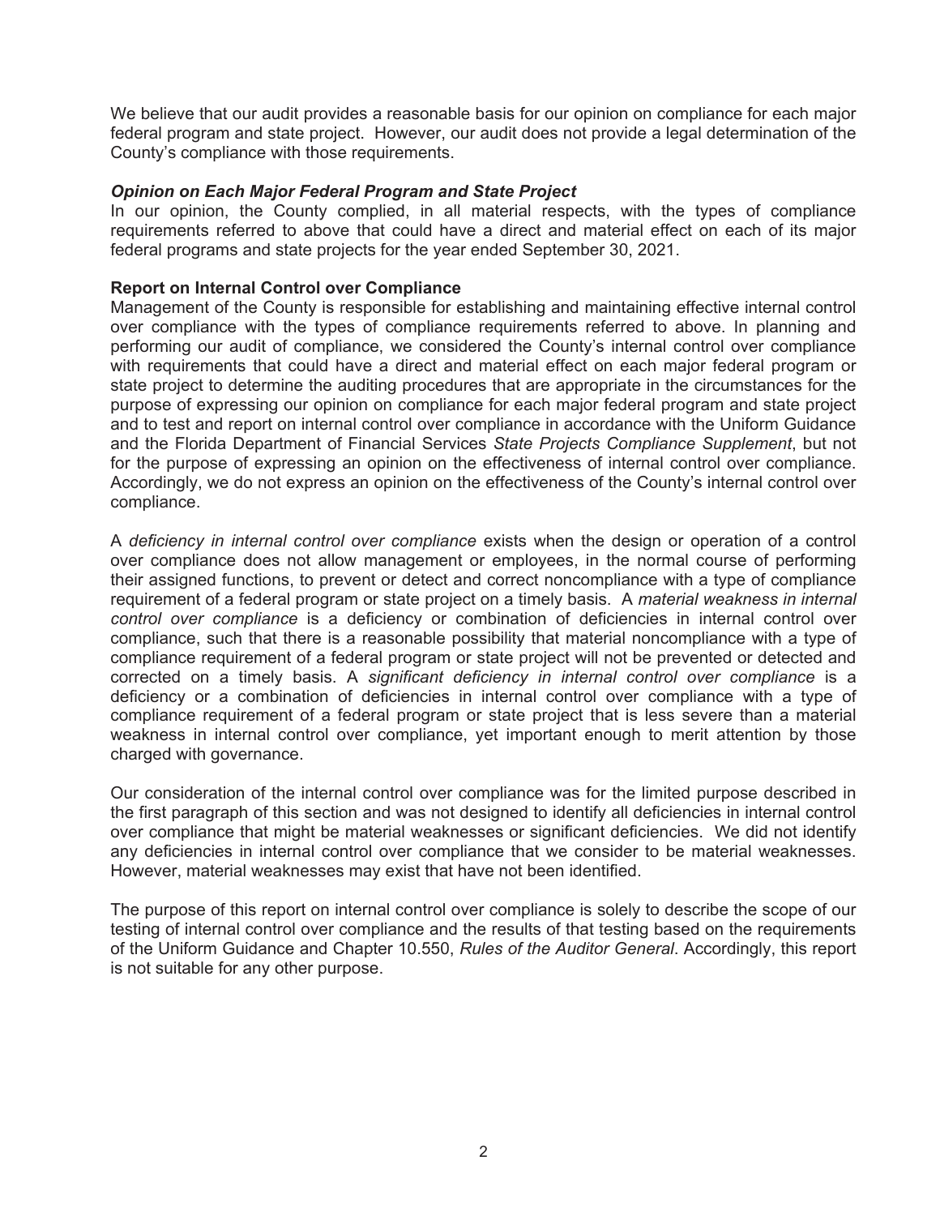We believe that our audit provides a reasonable basis for our opinion on compliance for each major federal program and state project. However, our audit does not provide a legal determination of the County's compliance with those requirements.

***Opinion on Each Major Federal Program and State Project***

In our opinion, the County complied, in all material respects, with the types of compliance requirements referred to above that could have a direct and material effect on each of its major federal programs and state projects for the year ended September 30, 2021.

**Report on Internal Control over Compliance**

Management of the County is responsible for establishing and maintaining effective internal control over compliance with the types of compliance requirements referred to above. In planning and performing our audit of compliance, we considered the County's internal control over compliance with requirements that could have a direct and material effect on each major federal program or state project to determine the auditing procedures that are appropriate in the circumstances for the purpose of expressing our opinion on compliance for each major federal program and state project and to test and report on internal control over compliance in accordance with the Uniform Guidance and the Florida Department of Financial Services *State Projects Compliance Supplement*, but not for the purpose of expressing an opinion on the effectiveness of internal control over compliance. Accordingly, we do not express an opinion on the effectiveness of the County's internal control over compliance.

A *deficiency in internal control over compliance* exists when the design or operation of a control over compliance does not allow management or employees, in the normal course of performing their assigned functions, to prevent or detect and correct noncompliance with a type of compliance requirement of a federal program or state project on a timely basis. A *material weakness in internal control over compliance* is a deficiency or combination of deficiencies in internal control over compliance, such that there is a reasonable possibility that material noncompliance with a type of compliance requirement of a federal program or state project will not be prevented or detected and corrected on a timely basis. A *significant deficiency in internal control over compliance* is a deficiency or a combination of deficiencies in internal control over compliance with a type of compliance requirement of a federal program or state project that is less severe than a material weakness in internal control over compliance, yet important enough to merit attention by those charged with governance.

Our consideration of the internal control over compliance was for the limited purpose described in the first paragraph of this section and was not designed to identify all deficiencies in internal control over compliance that might be material weaknesses or significant deficiencies. We did not identify any deficiencies in internal control over compliance that we consider to be material weaknesses. However, material weaknesses may exist that have not been identified.

The purpose of this report on internal control over compliance is solely to describe the scope of our testing of internal control over compliance and the results of that testing based on the requirements of the Uniform Guidance and Chapter 10.550, *Rules of the Auditor General*. Accordingly, this report is not suitable for any other purpose.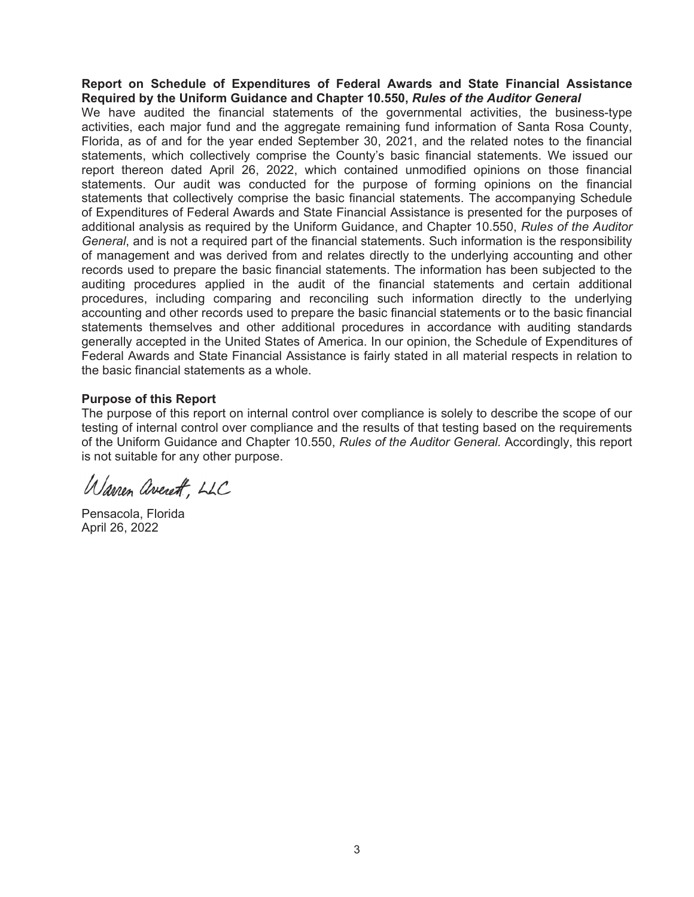**Report on Schedule of Expenditures of Federal Awards and State Financial Assistance Required by the Uniform Guidance and Chapter 10.550, *Rules of the Auditor General***

We have audited the financial statements of the governmental activities, the business-type activities, each major fund and the aggregate remaining fund information of Santa Rosa County, Florida, as of and for the year ended September 30, 2021, and the related notes to the financial statements, which collectively comprise the County's basic financial statements. We issued our report thereon dated April 26, 2022, which contained unmodified opinions on those financial statements. Our audit was conducted for the purpose of forming opinions on the financial statements that collectively comprise the basic financial statements. The accompanying Schedule of Expenditures of Federal Awards and State Financial Assistance is presented for the purposes of additional analysis as required by the Uniform Guidance, and Chapter 10.550, *Rules of the Auditor General*, and is not a required part of the financial statements. Such information is the responsibility of management and was derived from and relates directly to the underlying accounting and other records used to prepare the basic financial statements. The information has been subjected to the auditing procedures applied in the audit of the financial statements and certain additional procedures, including comparing and reconciling such information directly to the underlying accounting and other records used to prepare the basic financial statements or to the basic financial statements themselves and other additional procedures in accordance with auditing standards generally accepted in the United States of America. In our opinion, the Schedule of Expenditures of Federal Awards and State Financial Assistance is fairly stated in all material respects in relation to the basic financial statements as a whole.

**Purpose of this Report**

The purpose of this report on internal control over compliance is solely to describe the scope of our testing of internal control over compliance and the results of that testing based on the requirements of the Uniform Guidance and Chapter 10.550, *Rules of the Auditor General.* Accordingly, this report is not suitable for any other purpose.

Warren Averett, LLC

Pensacola, Florida
April 26, 2022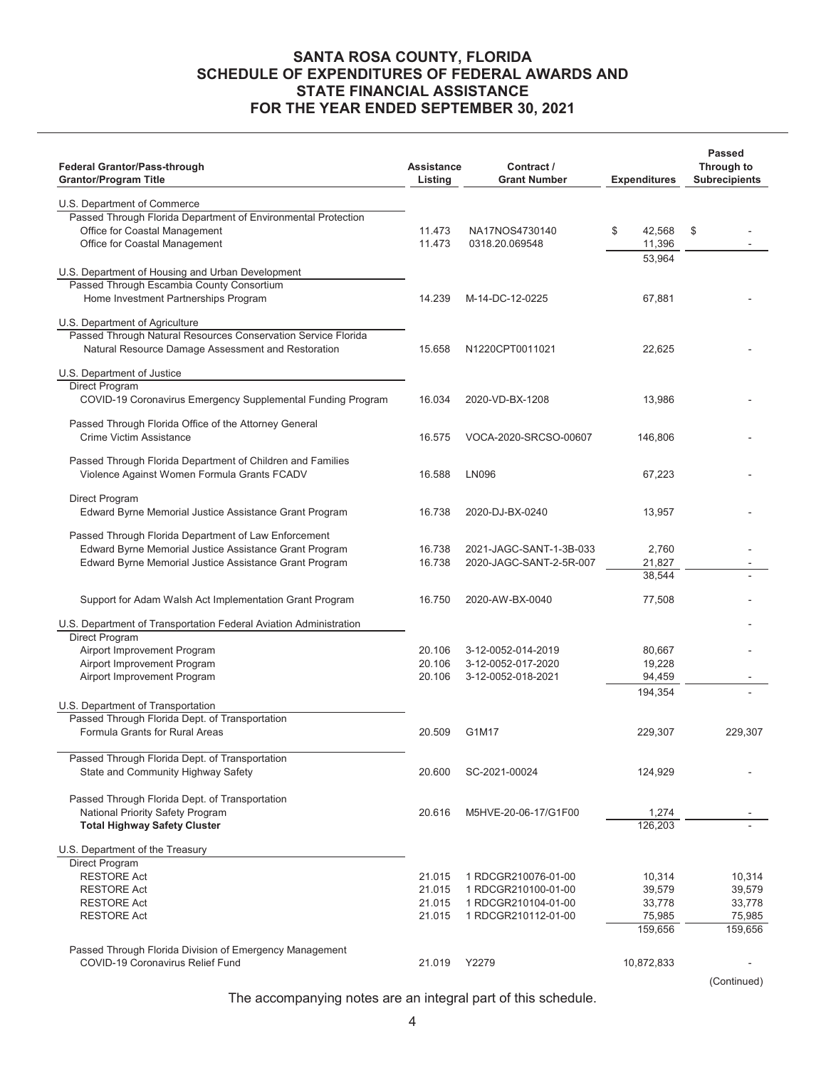# SANTA ROSA COUNTY, FLORIDA
## SCHEDULE OF EXPENDITURES OF FEDERAL AWARDS AND STATE FINANCIAL ASSISTANCE
## FOR THE YEAR ENDED SEPTEMBER 30, 2021

| Federal Grantor/Pass-through Grantor/Program Title | Assistance Listing | Contract / Grant Number | Expenditures | Passed Through to Subrecipients |
|---|---|---|---|---|
| U.S. Department of Commerce | | | | |
| Passed Through Florida Department of Environmental Protection | | | | |
| Office for Coastal Management | 11.473 | NA17NOS4730140 | $ 42,568 | $ - |
| Office for Coastal Management | 11.473 | 0318.20.069548 | 11,396 | - |
| | | | 53,964 | |
| U.S. Department of Housing and Urban Development | | | | |
| Passed Through Escambia County Consortium | | | | |
| Home Investment Partnerships Program | 14.239 | M-14-DC-12-0225 | 67,881 | - |
| U.S. Department of Agriculture | | | | |
| Passed Through Natural Resources Conservation Service Florida | | | | |
| Natural Resource Damage Assessment and Restoration | 15.658 | N1220CPT0011021 | 22,625 | - |
| U.S. Department of Justice | | | | |
| Direct Program | | | | |
| COVID-19 Coronavirus Emergency Supplemental Funding Program | 16.034 | 2020-VD-BX-1208 | 13,986 | - |
| Passed Through Florida Office of the Attorney General | | | | |
| Crime Victim Assistance | 16.575 | VOCA-2020-SRCSO-00607 | 146,806 | - |
| Passed Through Florida Department of Children and Families | | | | |
| Violence Against Women Formula Grants FCADV | 16.588 | LN096 | 67,223 | - |
| Direct Program | | | | |
| Edward Byrne Memorial Justice Assistance Grant Program | 16.738 | 2020-DJ-BX-0240 | 13,957 | - |
| Passed Through Florida Department of Law Enforcement | | | | |
| Edward Byrne Memorial Justice Assistance Grant Program | 16.738 | 2021-JAGC-SANT-1-3B-033 | 2,760 | - |
| Edward Byrne Memorial Justice Assistance Grant Program | 16.738 | 2020-JAGC-SANT-2-5R-007 | 21,827 | - |
| | | | 38,544 | - |
| Support for Adam Walsh Act Implementation Grant Program | 16.750 | 2020-AW-BX-0040 | 77,508 | - |
| U.S. Department of Transportation Federal Aviation Administration | | | | - |
| Direct Program | | | | |
| Airport Improvement Program | 20.106 | 3-12-0052-014-2019 | 80,667 | - |
| Airport Improvement Program | 20.106 | 3-12-0052-017-2020 | 19,228 | |
| Airport Improvement Program | 20.106 | 3-12-0052-018-2021 | 94,459 | - |
| | | | 194,354 | - |
| U.S. Department of Transportation | | | | |
| Passed Through Florida Dept. of Transportation | | | | |
| Formula Grants for Rural Areas | 20.509 | G1M17 | 229,307 | 229,307 |
| Passed Through Florida Dept. of Transportation | | | | |
| State and Community Highway Safety | 20.600 | SC-2021-00024 | 124,929 | - |
| Passed Through Florida Dept. of Transportation | | | | |
| National Priority Safety Program | 20.616 | M5HVE-20-06-17/G1F00 | 1,274 | - |
| **Total Highway Safety Cluster** | | | 126,203 | - |
| U.S. Department of the Treasury | | | | |
| Direct Program | | | | |
| RESTORE Act | 21.015 | 1 RDCGR210076-01-00 | 10,314 | 10,314 |
| RESTORE Act | 21.015 | 1 RDCGR210100-01-00 | 39,579 | 39,579 |
| RESTORE Act | 21.015 | 1 RDCGR210104-01-00 | 33,778 | 33,778 |
| RESTORE Act | 21.015 | 1 RDCGR210112-01-00 | 75,985 | 75,985 |
| | | | 159,656 | 159,656 |
| Passed Through Florida Division of Emergency Management | | | | |
| COVID-19 Coronavirus Relief Fund | 21.019 | Y2279 | 10,872,833 | - |

(Continued)

The accompanying notes are an integral part of this schedule.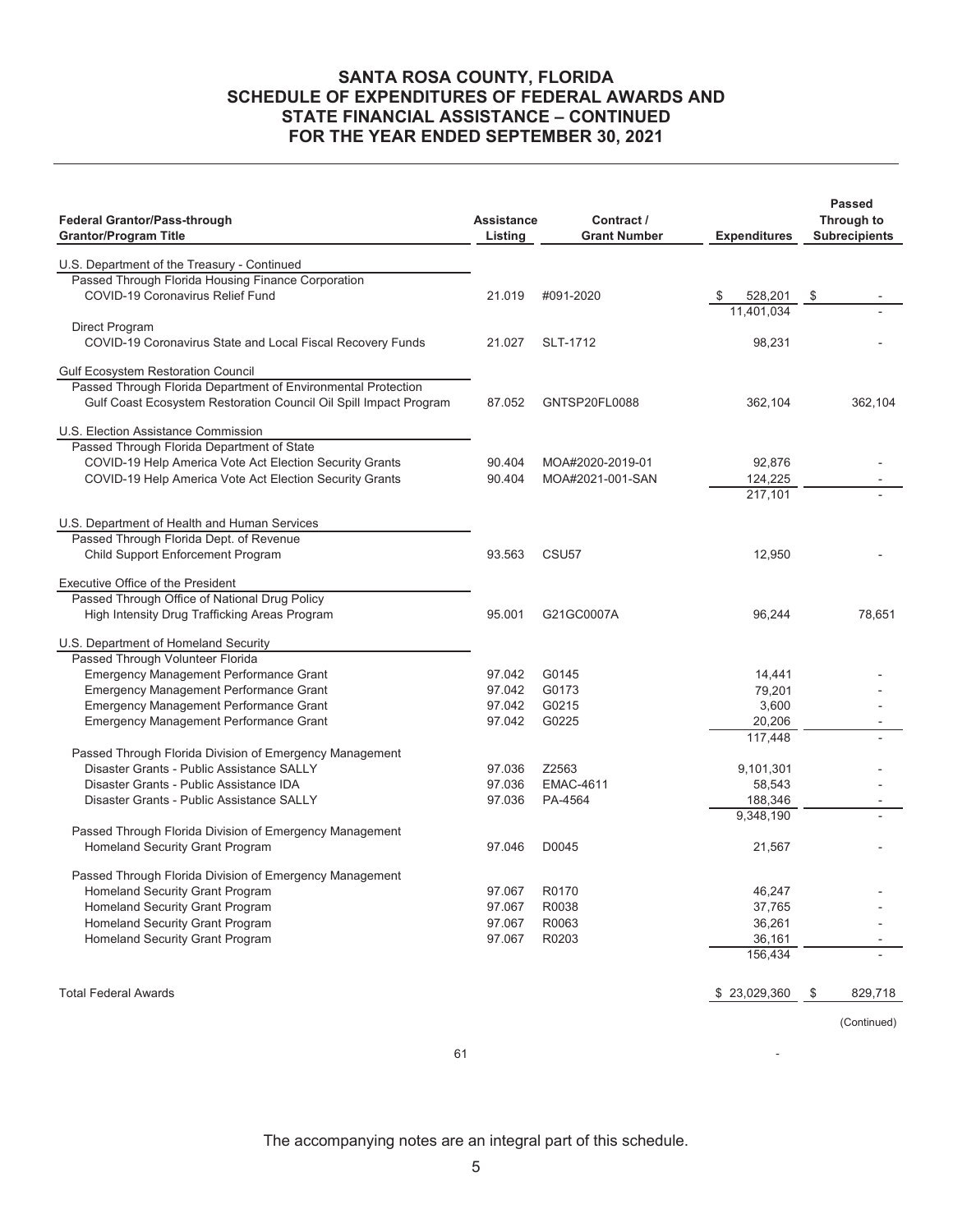# SANTA ROSA COUNTY, FLORIDA
# SCHEDULE OF EXPENDITURES OF FEDERAL AWARDS AND STATE FINANCIAL ASSISTANCE – CONTINUED
# FOR THE YEAR ENDED SEPTEMBER 30, 2021

| Federal Grantor/Pass-through Grantor/Program Title | Assistance Listing | Contract / Grant Number | Expenditures | Passed Through to Subrecipients |
|---|---|---|---|---|
| U.S. Department of the Treasury - Continued | | | | |
| Passed Through Florida Housing Finance Corporation | | | | |
| COVID-19 Coronavirus Relief Fund | 21.019 | #091-2020 | $ 528,201 | $ - |
| | | | 11,401,034 | - |
| Direct Program | | | | |
| COVID-19 Coronavirus State and Local Fiscal Recovery Funds | 21.027 | SLT-1712 | 98,231 | - |
| Gulf Ecosystem Restoration Council | | | | |
| Passed Through Florida Department of Environmental Protection | | | | |
| Gulf Coast Ecosystem Restoration Council Oil Spill Impact Program | 87.052 | GNTSP20FL0088 | 362,104 | 362,104 |
| U.S. Election Assistance Commission | | | | |
| Passed Through Florida Department of State | | | | |
| COVID-19 Help America Vote Act Election Security Grants | 90.404 | MOA#2020-2019-01 | 92,876 | - |
| COVID-19 Help America Vote Act Election Security Grants | 90.404 | MOA#2021-001-SAN | 124,225 | - |
| | | | 217,101 | - |
| U.S. Department of Health and Human Services | | | | |
| Passed Through Florida Dept. of Revenue | | | | |
| Child Support Enforcement Program | 93.563 | CSU57 | 12,950 | - |
| Executive Office of the President | | | | |
| Passed Through Office of National Drug Policy | | | | |
| High Intensity Drug Trafficking Areas Program | 95.001 | G21GC0007A | 96,244 | 78,651 |
| U.S. Department of Homeland Security | | | | |
| Passed Through Volunteer Florida | | | | |
| Emergency Management Performance Grant | 97.042 | G0145 | 14,441 | - |
| Emergency Management Performance Grant | 97.042 | G0173 | 79,201 | - |
| Emergency Management Performance Grant | 97.042 | G0215 | 3,600 | - |
| Emergency Management Performance Grant | 97.042 | G0225 | 20,206 | - |
| | | | 117,448 | - |
| Passed Through Florida Division of Emergency Management | | | | |
| Disaster Grants - Public Assistance SALLY | 97.036 | Z2563 | 9,101,301 | - |
| Disaster Grants - Public Assistance IDA | 97.036 | EMAC-4611 | 58,543 | - |
| Disaster Grants - Public Assistance SALLY | 97.036 | PA-4564 | 188,346 | - |
| | | | 9,348,190 | - |
| Passed Through Florida Division of Emergency Management | | | | |
| Homeland Security Grant Program | 97.046 | D0045 | 21,567 | - |
| Passed Through Florida Division of Emergency Management | | | | |
| Homeland Security Grant Program | 97.067 | R0170 | 46,247 | - |
| Homeland Security Grant Program | 97.067 | R0038 | 37,765 | - |
| Homeland Security Grant Program | 97.067 | R0063 | 36,261 | - |
| Homeland Security Grant Program | 97.067 | R0203 | 36,161 | - |
| | | | 156,434 | - |
| Total Federal Awards | | | $ 23,029,360 | $ 829,718 |

(Continued)

The accompanying notes are an integral part of this schedule.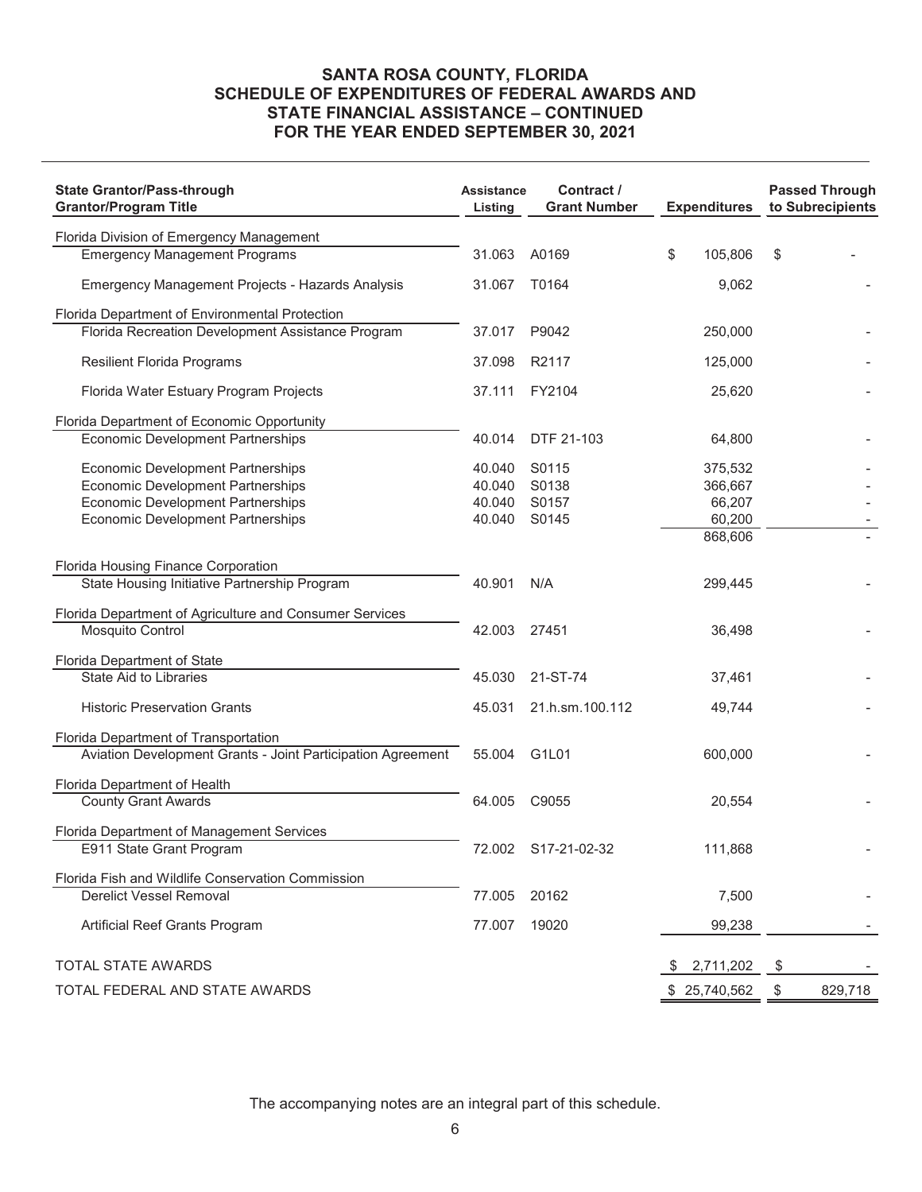# SANTA ROSA COUNTY, FLORIDA
## SCHEDULE OF EXPENDITURES OF FEDERAL AWARDS AND STATE FINANCIAL ASSISTANCE – CONTINUED
## FOR THE YEAR ENDED SEPTEMBER 30, 2021

| State Grantor/Pass-through Grantor/Program Title | Assistance Listing | Contract / Grant Number | Expenditures | Passed Through to Subrecipients |
|---|---|---|---|---|
| Florida Division of Emergency Management | | | | |
| Emergency Management Programs | 31.063 | A0169 | $ 105,806 | $ - |
| Emergency Management Projects - Hazards Analysis | 31.067 | T0164 | 9,062 | - |
| Florida Department of Environmental Protection | | | | |
| Florida Recreation Development Assistance Program | 37.017 | P9042 | 250,000 | - |
| Resilient Florida Programs | 37.098 | R2117 | 125,000 | - |
| Florida Water Estuary Program Projects | 37.111 | FY2104 | 25,620 | - |
| Florida Department of Economic Opportunity | | | | |
| Economic Development Partnerships | 40.014 | DTF 21-103 | 64,800 | - |
| Economic Development Partnerships | 40.040 | S0115 | 375,532 | - |
| Economic Development Partnerships | 40.040 | S0138 | 366,667 | - |
| Economic Development Partnerships | 40.040 | S0157 | 66,207 | - |
| Economic Development Partnerships | 40.040 | S0145 | 60,200 | - |
| | | | 868,606 | - |
| Florida Housing Finance Corporation | | | | |
| State Housing Initiative Partnership Program | 40.901 | N/A | 299,445 | - |
| Florida Department of Agriculture and Consumer Services | | | | |
| Mosquito Control | 42.003 | 27451 | 36,498 | - |
| Florida Department of State | | | | |
| State Aid to Libraries | 45.030 | 21-ST-74 | 37,461 | - |
| Historic Preservation Grants | 45.031 | 21.h.sm.100.112 | 49,744 | - |
| Florida Department of Transportation | | | | |
| Aviation Development Grants - Joint Participation Agreement | 55.004 | G1L01 | 600,000 | - |
| Florida Department of Health | | | | |
| County Grant Awards | 64.005 | C9055 | 20,554 | - |
| Florida Department of Management Services | | | | |
| E911 State Grant Program | 72.002 | S17-21-02-32 | 111,868 | - |
| Florida Fish and Wildlife Conservation Commission | | | | |
| Derelict Vessel Removal | 77.005 | 20162 | 7,500 | - |
| Artificial Reef Grants Program | 77.007 | 19020 | 99,238 | - |
| TOTAL STATE AWARDS | | | $ 2,711,202 | $ - |
| TOTAL FEDERAL AND STATE AWARDS | | | $ 25,740,562 | $ 829,718 |

The accompanying notes are an integral part of this schedule.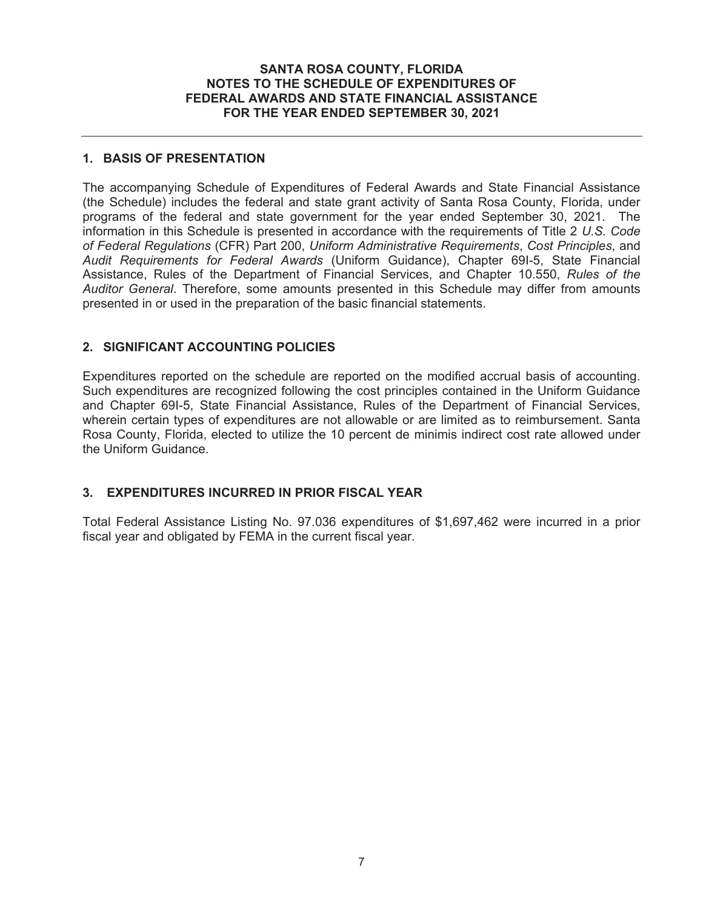# SANTA ROSA COUNTY, FLORIDA
# NOTES TO THE SCHEDULE OF EXPENDITURES OF FEDERAL AWARDS AND STATE FINANCIAL ASSISTANCE
# FOR THE YEAR ENDED SEPTEMBER 30, 2021

## 1. BASIS OF PRESENTATION

The accompanying Schedule of Expenditures of Federal Awards and State Financial Assistance (the Schedule) includes the federal and state grant activity of Santa Rosa County, Florida, under programs of the federal and state government for the year ended September 30, 2021. The information in this Schedule is presented in accordance with the requirements of Title 2 *U.S. Code of Federal Regulations* (CFR) Part 200, *Uniform Administrative Requirements*, *Cost Principles*, and *Audit Requirements for Federal Awards* (Uniform Guidance), Chapter 69I-5, State Financial Assistance, Rules of the Department of Financial Services, and Chapter 10.550, *Rules of the Auditor General*. Therefore, some amounts presented in this Schedule may differ from amounts presented in or used in the preparation of the basic financial statements.

## 2. SIGNIFICANT ACCOUNTING POLICIES

Expenditures reported on the schedule are reported on the modified accrual basis of accounting. Such expenditures are recognized following the cost principles contained in the Uniform Guidance and Chapter 69I-5, State Financial Assistance, Rules of the Department of Financial Services, wherein certain types of expenditures are not allowable or are limited as to reimbursement. Santa Rosa County, Florida, elected to utilize the 10 percent de minimis indirect cost rate allowed under the Uniform Guidance.

## 3. EXPENDITURES INCURRED IN PRIOR FISCAL YEAR

Total Federal Assistance Listing No. 97.036 expenditures of $1,697,462 were incurred in a prior fiscal year and obligated by FEMA in the current fiscal year.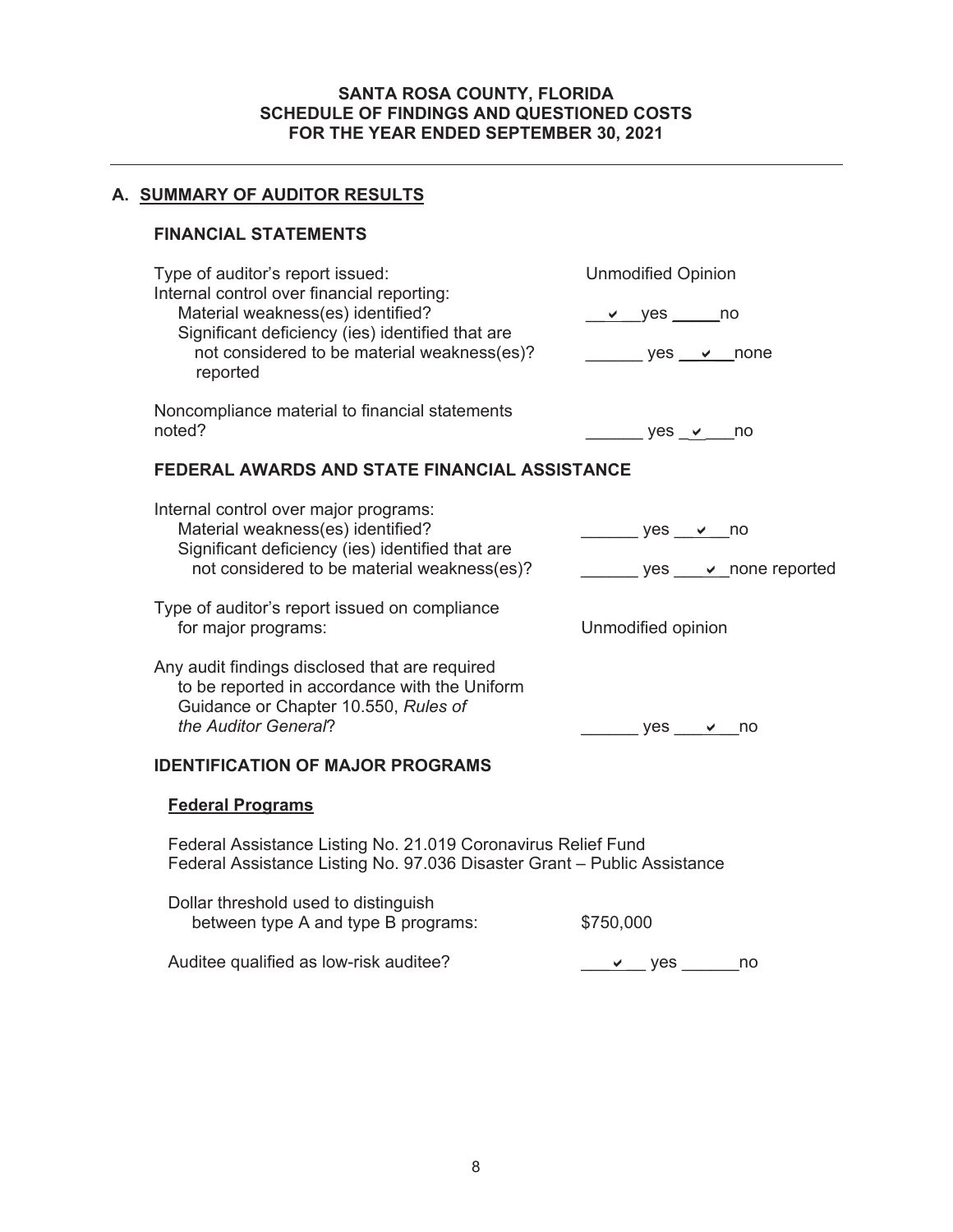# SANTA ROSA COUNTY, FLORIDA
# SCHEDULE OF FINDINGS AND QUESTIONED COSTS
# FOR THE YEAR ENDED SEPTEMBER 30, 2021

## A. SUMMARY OF AUDITOR RESULTS

### FINANCIAL STATEMENTS

| | |
|---|---|
| Type of auditor's report issued: | Unmodified Opinion |
| Internal control over financial reporting: | |
| Material weakness(es) identified? | ✔ yes ______ no |
| Significant deficiency (ies) identified that are not considered to be material weakness(es)? | ______ yes ✔ none reported |
| Noncompliance material to financial statements noted? | ______ yes ✔ no |

### FEDERAL AWARDS AND STATE FINANCIAL ASSISTANCE

| | |
|---|---|
| Internal control over major programs: | |
| Material weakness(es) identified? | ______ yes ✔ no |
| Significant deficiency (ies) identified that are not considered to be material weakness(es)? | ______ yes ✔ none reported |
| Type of auditor's report issued on compliance for major programs: | Unmodified opinion |
| Any audit findings disclosed that are required to be reported in accordance with the Uniform Guidance or Chapter 10.550, *Rules of the Auditor General*? | ______ yes ✔ no |

### IDENTIFICATION OF MAJOR PROGRAMS

**Federal Programs**

Federal Assistance Listing No. 21.019 Coronavirus Relief Fund
Federal Assistance Listing No. 97.036 Disaster Grant – Public Assistance

| | |
|---|---|
| Dollar threshold used to distinguish between type A and type B programs: | $750,000 |
| Auditee qualified as low-risk auditee? | ✔ yes ______ no |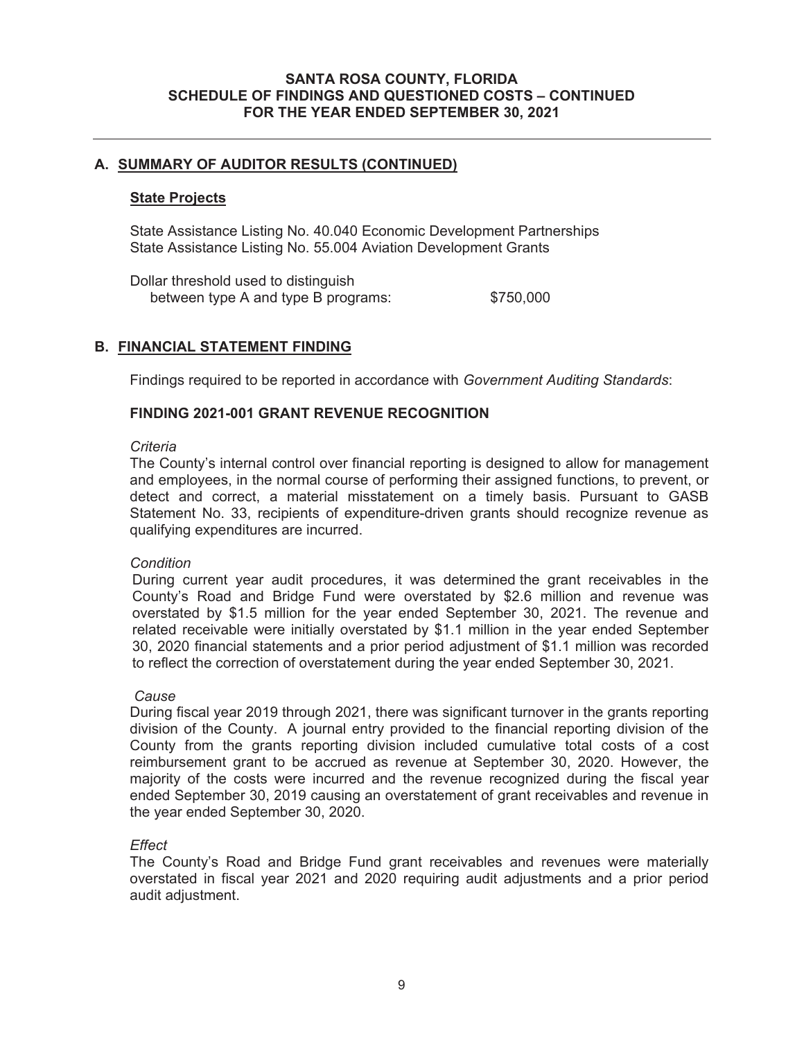**SANTA ROSA COUNTY, FLORIDA**
**SCHEDULE OF FINDINGS AND QUESTIONED COSTS – CONTINUED**
**FOR THE YEAR ENDED SEPTEMBER 30, 2021**

## A. SUMMARY OF AUDITOR RESULTS (CONTINUED)

### State Projects

State Assistance Listing No. 40.040 Economic Development Partnerships
State Assistance Listing No. 55.004 Aviation Development Grants

| | |
|---|---|
| Dollar threshold used to distinguish between type A and type B programs: | \$750,000 |

## B. FINANCIAL STATEMENT FINDING

Findings required to be reported in accordance with *Government Auditing Standards*:

### FINDING 2021-001 GRANT REVENUE RECOGNITION

*Criteria*

The County's internal control over financial reporting is designed to allow for management and employees, in the normal course of performing their assigned functions, to prevent, or detect and correct, a material misstatement on a timely basis. Pursuant to GASB Statement No. 33, recipients of expenditure-driven grants should recognize revenue as qualifying expenditures are incurred.

*Condition*

During current year audit procedures, it was determined the grant receivables in the County's Road and Bridge Fund were overstated by \$2.6 million and revenue was overstated by \$1.5 million for the year ended September 30, 2021. The revenue and related receivable were initially overstated by \$1.1 million in the year ended September 30, 2020 financial statements and a prior period adjustment of \$1.1 million was recorded to reflect the correction of overstatement during the year ended September 30, 2021.

*Cause*

During fiscal year 2019 through 2021, there was significant turnover in the grants reporting division of the County. A journal entry provided to the financial reporting division of the County from the grants reporting division included cumulative total costs of a cost reimbursement grant to be accrued as revenue at September 30, 2020. However, the majority of the costs were incurred and the revenue recognized during the fiscal year ended September 30, 2019 causing an overstatement of grant receivables and revenue in the year ended September 30, 2020.

*Effect*

The County's Road and Bridge Fund grant receivables and revenues were materially overstated in fiscal year 2021 and 2020 requiring audit adjustments and a prior period audit adjustment.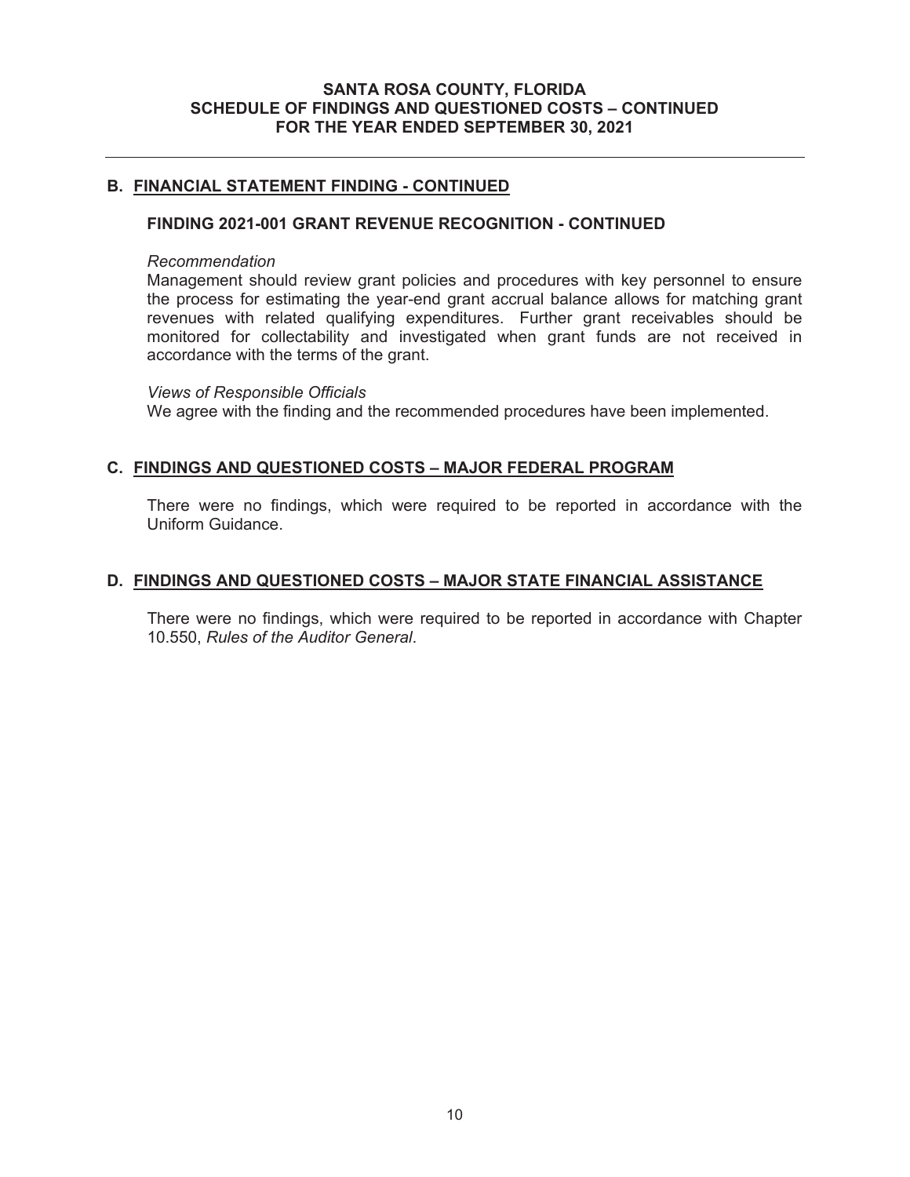## B. FINANCIAL STATEMENT FINDING - CONTINUED

### FINDING 2021-001 GRANT REVENUE RECOGNITION - CONTINUED

*Recommendation*

Management should review grant policies and procedures with key personnel to ensure the process for estimating the year-end grant accrual balance allows for matching grant revenues with related qualifying expenditures. Further grant receivables should be monitored for collectability and investigated when grant funds are not received in accordance with the terms of the grant.

*Views of Responsible Officials*

We agree with the finding and the recommended procedures have been implemented.

## C. FINDINGS AND QUESTIONED COSTS – MAJOR FEDERAL PROGRAM

There were no findings, which were required to be reported in accordance with the Uniform Guidance.

## D. FINDINGS AND QUESTIONED COSTS – MAJOR STATE FINANCIAL ASSISTANCE

There were no findings, which were required to be reported in accordance with Chapter 10.550, *Rules of the Auditor General*.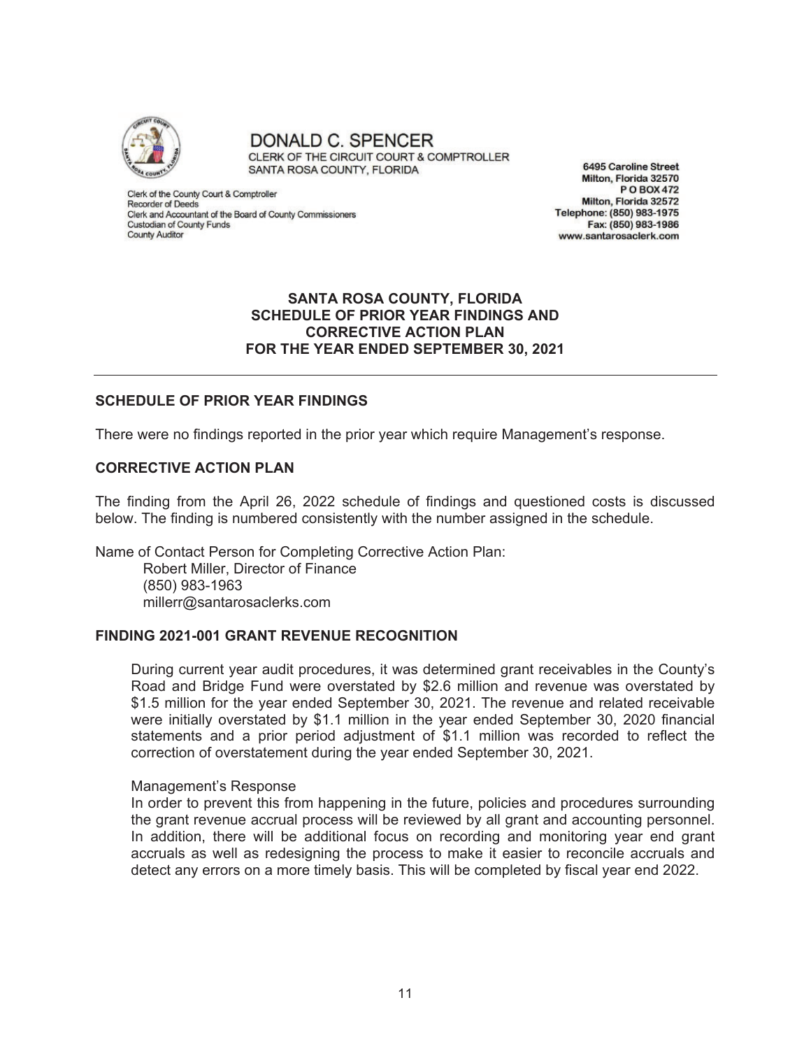DONALD C. SPENCER
CLERK OF THE CIRCUIT COURT & COMPTROLLER
SANTA ROSA COUNTY, FLORIDA

Clerk of the County Court & Comptroller
Recorder of Deeds
Clerk and Accountant of the Board of County Commissioners
Custodian of County Funds
County Auditor

6495 Caroline Street
Milton, Florida 32570
P O BOX 472
Milton, Florida 32572
Telephone: (850) 983-1975
Fax: (850) 983-1986
www.santarosaclerk.com

# SANTA ROSA COUNTY, FLORIDA
# SCHEDULE OF PRIOR YEAR FINDINGS AND CORRECTIVE ACTION PLAN
# FOR THE YEAR ENDED SEPTEMBER 30, 2021

---

## SCHEDULE OF PRIOR YEAR FINDINGS

There were no findings reported in the prior year which require Management's response.

## CORRECTIVE ACTION PLAN

The finding from the April 26, 2022 schedule of findings and questioned costs is discussed below. The finding is numbered consistently with the number assigned in the schedule.

Name of Contact Person for Completing Corrective Action Plan:
Robert Miller, Director of Finance
(850) 983-1963
millerr@santarosaclerks.com

## FINDING 2021-001 GRANT REVENUE RECOGNITION

During current year audit procedures, it was determined grant receivables in the County's Road and Bridge Fund were overstated by $2.6 million and revenue was overstated by $1.5 million for the year ended September 30, 2021. The revenue and related receivable were initially overstated by $1.1 million in the year ended September 30, 2020 financial statements and a prior period adjustment of $1.1 million was recorded to reflect the correction of overstatement during the year ended September 30, 2021.

Management's Response
In order to prevent this from happening in the future, policies and procedures surrounding the grant revenue accrual process will be reviewed by all grant and accounting personnel. In addition, there will be additional focus on recording and monitoring year end grant accruals as well as redesigning the process to make it easier to reconcile accruals and detect any errors on a more timely basis. This will be completed by fiscal year end 2022.